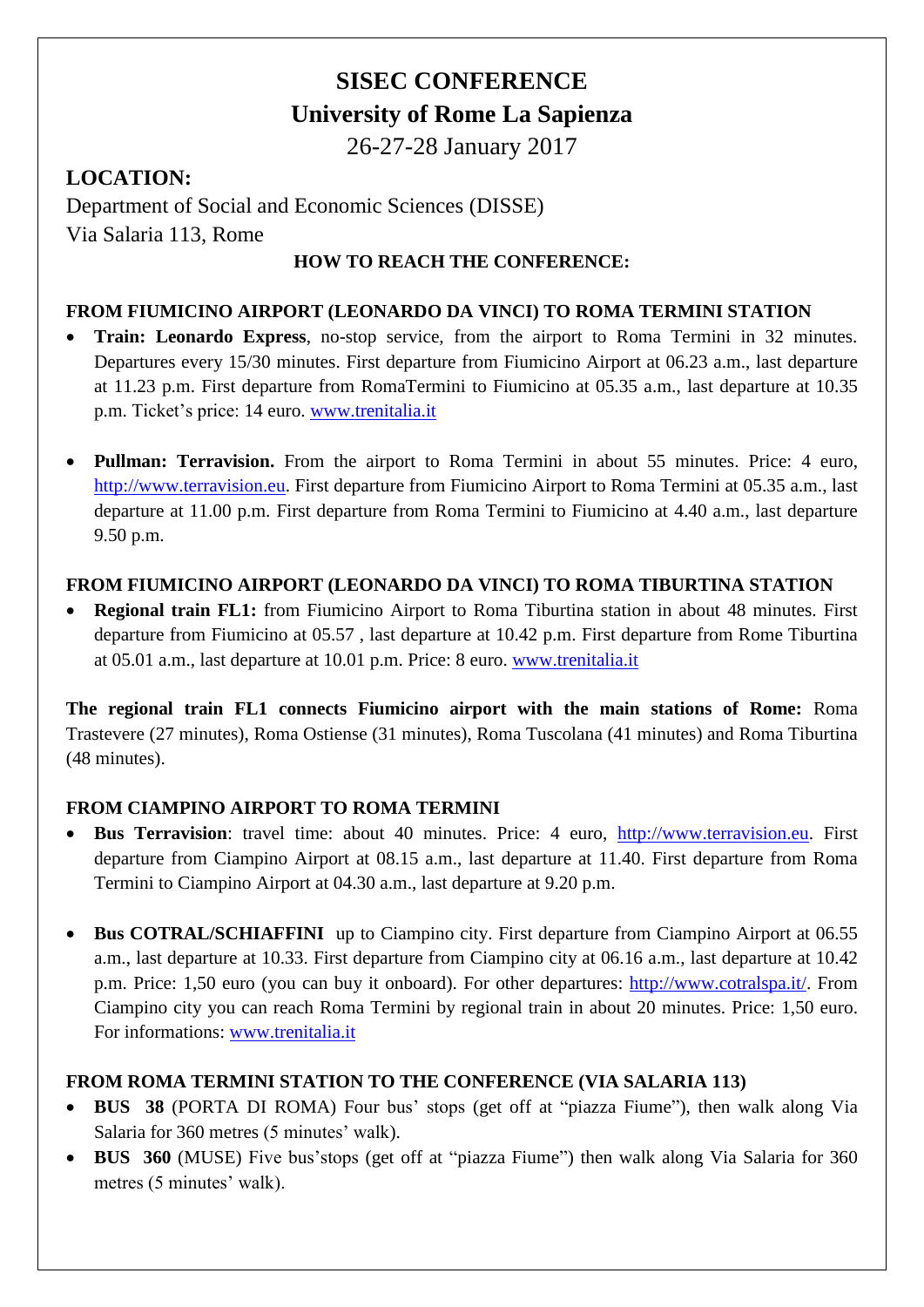# SISEC CONFERENCE

## University of Rome La Sapienza

26-27-28 January 2017

## LOCATION:

Department of Social and Economic Sciences (DISSE)
Via Salaria 113, Rome

### HOW TO REACH THE CONFERENCE:

#### FROM FIUMICINO AIRPORT (LEONARDO DA VINCI) TO ROMA TERMINI STATION

- **Train: Leonardo Express**, no-stop service, from the airport to Roma Termini in 32 minutes. Departures every 15/30 minutes. First departure from Fiumicino Airport at 06.23 a.m., last departure at 11.23 p.m. First departure from RomaTermini to Fiumicino at 05.35 a.m., last departure at 10.35 p.m. Ticket's price: 14 euro. www.trenitalia.it

- **Pullman: Terravision.** From the airport to Roma Termini in about 55 minutes. Price: 4 euro, http://www.terravision.eu. First departure from Fiumicino Airport to Roma Termini at 05.35 a.m., last departure at 11.00 p.m. First departure from Roma Termini to Fiumicino at 4.40 a.m., last departure 9.50 p.m.

#### FROM FIUMICINO AIRPORT (LEONARDO DA VINCI) TO ROMA TIBURTINA STATION

- **Regional train FL1:** from Fiumicino Airport to Roma Tiburtina station in about 48 minutes. First departure from Fiumicino at 05.57 , last departure at 10.42 p.m. First departure from Rome Tiburtina at 05.01 a.m., last departure at 10.01 p.m. Price: 8 euro. www.trenitalia.it

**The regional train FL1 connects Fiumicino airport with the main stations of Rome:** Roma Trastevere (27 minutes), Roma Ostiense (31 minutes), Roma Tuscolana (41 minutes) and Roma Tiburtina (48 minutes).

#### FROM CIAMPINO AIRPORT TO ROMA TERMINI

- **Bus Terravision**: travel time: about 40 minutes. Price: 4 euro, http://www.terravision.eu. First departure from Ciampino Airport at 08.15 a.m., last departure at 11.40. First departure from Roma Termini to Ciampino Airport at 04.30 a.m., last departure at 9.20 p.m.

- **Bus COTRAL/SCHIAFFINI** up to Ciampino city. First departure from Ciampino Airport at 06.55 a.m., last departure at 10.33. First departure from Ciampino city at 06.16 a.m., last departure at 10.42 p.m. Price: 1,50 euro (you can buy it onboard). For other departures: http://www.cotralspa.it/. From Ciampino city you can reach Roma Termini by regional train in about 20 minutes. Price: 1,50 euro. For informations: www.trenitalia.it

#### FROM ROMA TERMINI STATION TO THE CONFERENCE (VIA SALARIA 113)

- **BUS 38** (PORTA DI ROMA) Four bus' stops (get off at "piazza Fiume"), then walk along Via Salaria for 360 metres (5 minutes' walk).
- **BUS 360** (MUSE) Five bus'stops (get off at "piazza Fiume") then walk along Via Salaria for 360 metres (5 minutes' walk).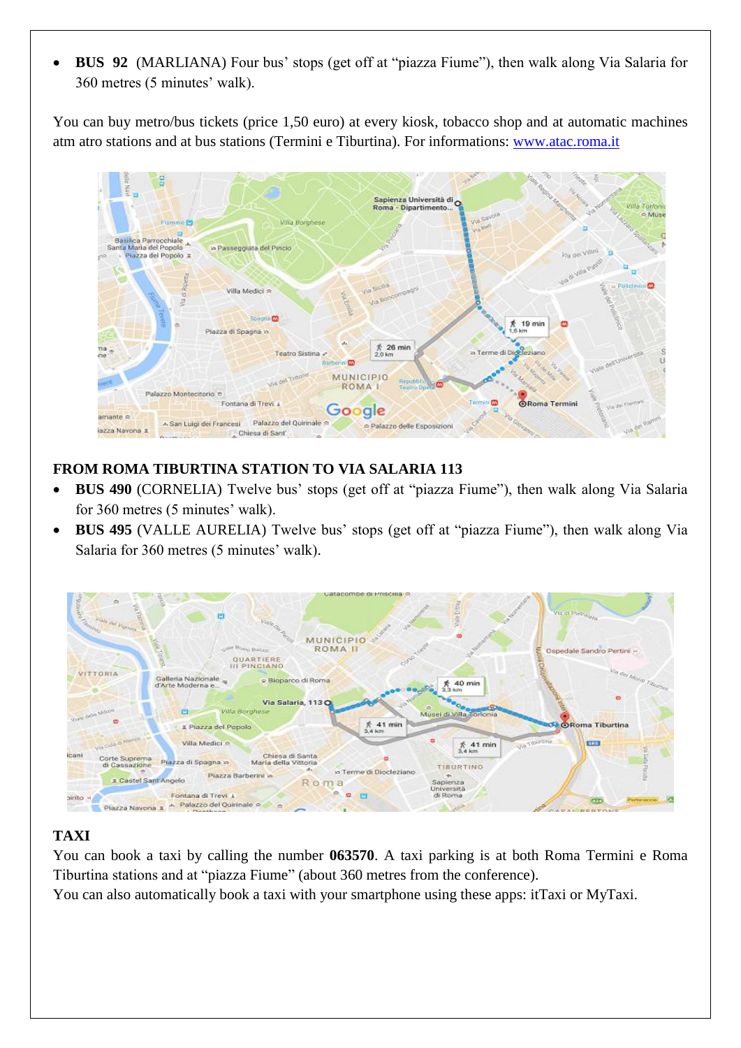- **BUS 92** (MARLIANA) Four bus' stops (get off at "piazza Fiume"), then walk along Via Salaria for 360 metres (5 minutes' walk).

You can buy metro/bus tickets (price 1,50 euro) at every kiosk, tobacco shop and at automatic machines atm atro stations and at bus stations (Termini e Tiburtina). For informations: www.atac.roma.it

**FROM ROMA TIBURTINA STATION TO VIA SALARIA 113**

- **BUS 490** (CORNELIA) Twelve bus' stops (get off at "piazza Fiume"), then walk along Via Salaria for 360 metres (5 minutes' walk).
- **BUS 495** (VALLE AURELIA) Twelve bus' stops (get off at "piazza Fiume"), then walk along Via Salaria for 360 metres (5 minutes' walk).

**TAXI**

You can book a taxi by calling the number **063570**. A taxi parking is at both Roma Termini e Roma Tiburtina stations and at "piazza Fiume" (about 360 metres from the conference).
You can also automatically book a taxi with your smartphone using these apps: itTaxi or MyTaxi.